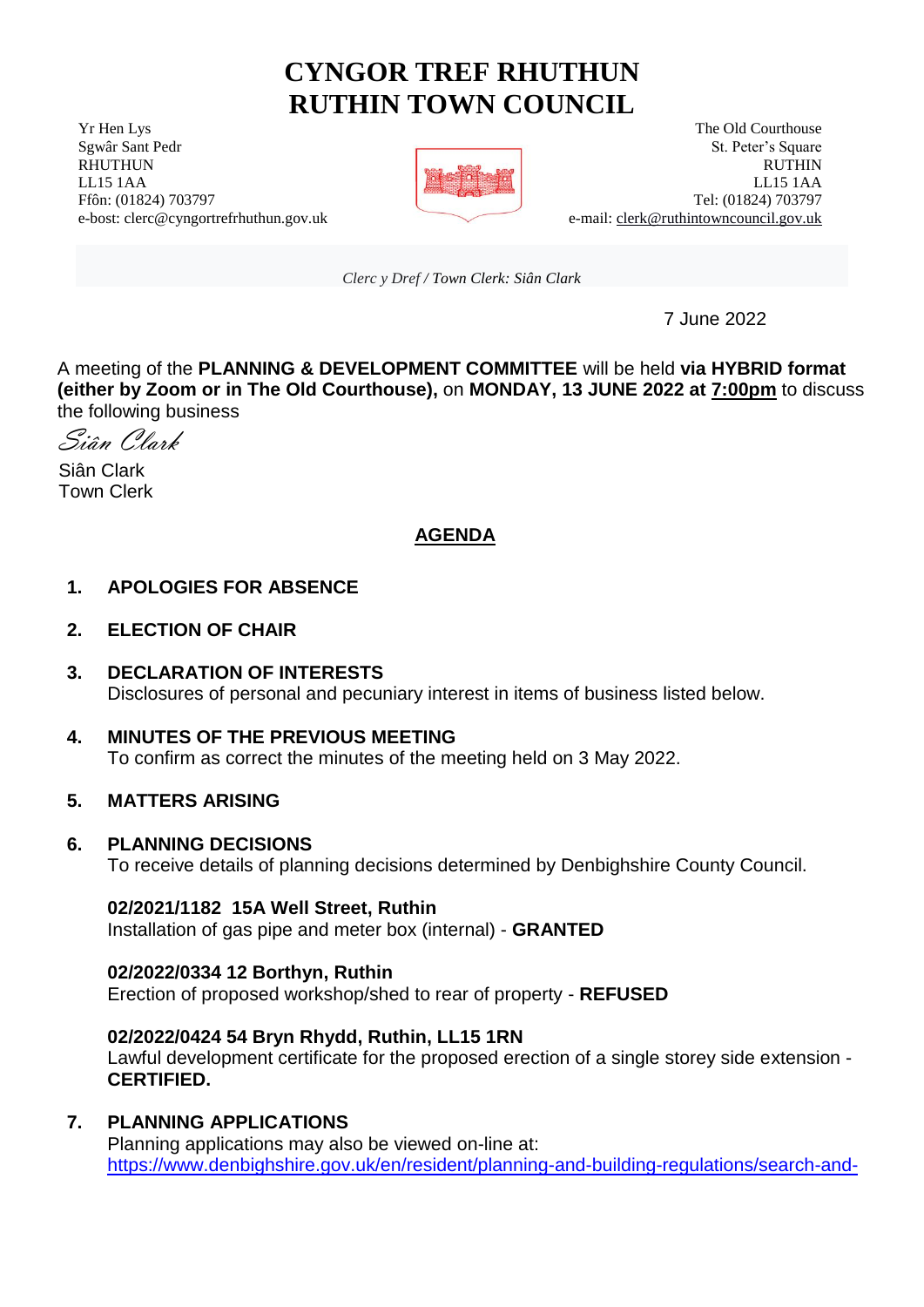# CYNGOR TREF RHUTHUN
# RUTHIN TOWN COUNCIL

Yr Hen Lys
Sgwâr Sant Pedr
RHUTHUN
LL15 1AA
Ffôn: (01824) 703797
e-bost: clerc@cyngortrefrhuthun.gov.uk

The Old Courthouse
St. Peter's Square
RUTHIN
LL15 1AA
Tel: (01824) 703797
e-mail: clerk@ruthintowncouncil.gov.uk

*Clerc y Dref / Town Clerk: Siân Clark*

7 June 2022

A meeting of the **PLANNING & DEVELOPMENT COMMITTEE** will be held **via HYBRID format (either by Zoom or in The Old Courthouse),** on **MONDAY, 13 JUNE 2022 at 7:00pm** to discuss the following business

*Siân Clark*

Siân Clark
Town Clerk

## AGENDA

**1. APOLOGIES FOR ABSENCE**

**2. ELECTION OF CHAIR**

**3. DECLARATION OF INTERESTS**
Disclosures of personal and pecuniary interest in items of business listed below.

**4. MINUTES OF THE PREVIOUS MEETING**
To confirm as correct the minutes of the meeting held on 3 May 2022.

**5. MATTERS ARISING**

**6. PLANNING DECISIONS**
To receive details of planning decisions determined by Denbighshire County Council.

**02/2021/1182 15A Well Street, Ruthin**
Installation of gas pipe and meter box (internal) - **GRANTED**

**02/2022/0334 12 Borthyn, Ruthin**
Erection of proposed workshop/shed to rear of property - **REFUSED**

**02/2022/0424 54 Bryn Rhydd, Ruthin, LL15 1RN**
Lawful development certificate for the proposed erection of a single storey side extension - **CERTIFIED.**

**7. PLANNING APPLICATIONS**
Planning applications may also be viewed on-line at:
https://www.denbighshire.gov.uk/en/resident/planning-and-building-regulations/search-and-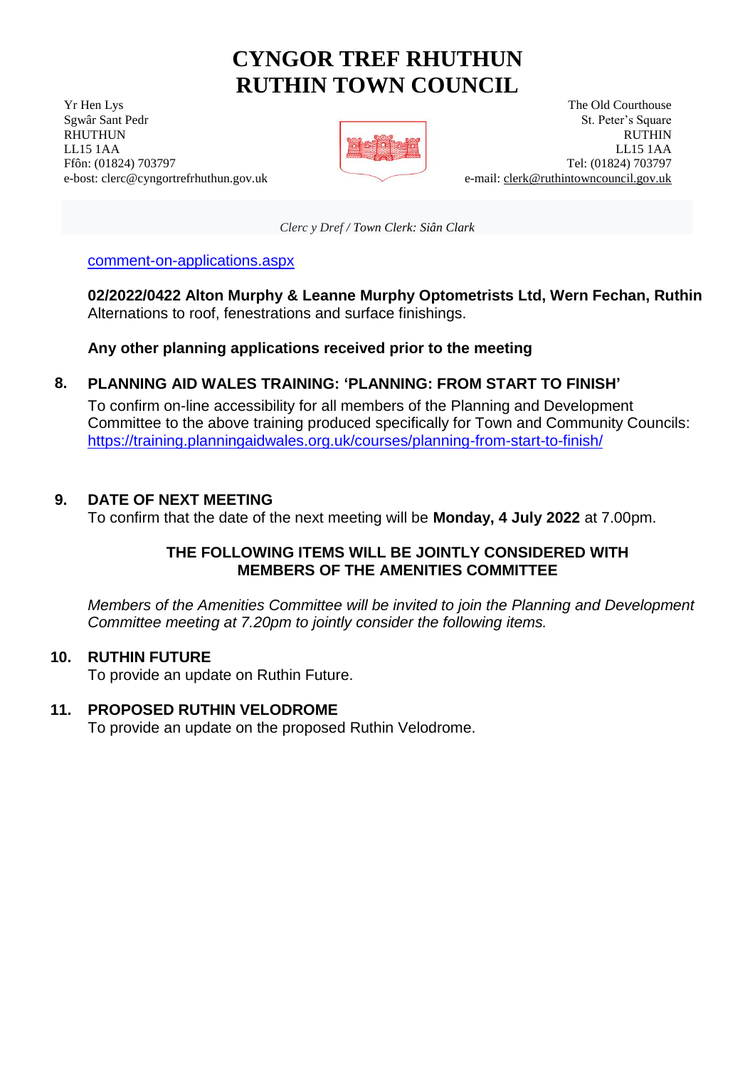# CYNGOR TREF RHUTHUN
# RUTHIN TOWN COUNCIL

Yr Hen Lys
Sgwâr Sant Pedr
RHUTHUN
LL15 1AA
Ffôn: (01824) 703797
e-bost: clerc@cyngortrefrhuthun.gov.uk

The Old Courthouse
St. Peter's Square
RUTHIN
LL15 1AA
Tel: (01824) 703797
e-mail: clerk@ruthintowncouncil.gov.uk

*Clerc y Dref / Town Clerk: Siân Clark*

comment-on-applications.aspx

**02/2022/0422 Alton Murphy & Leanne Murphy Optometrists Ltd, Wern Fechan, Ruthin**
Alternations to roof, fenestrations and surface finishings.

**Any other planning applications received prior to the meeting**

**8. PLANNING AID WALES TRAINING: 'PLANNING: FROM START TO FINISH'**

To confirm on-line accessibility for all members of the Planning and Development Committee to the above training produced specifically for Town and Community Councils: https://training.planningaidwales.org.uk/courses/planning-from-start-to-finish/

**9. DATE OF NEXT MEETING**

To confirm that the date of the next meeting will be **Monday, 4 July 2022** at 7.00pm.

**THE FOLLOWING ITEMS WILL BE JOINTLY CONSIDERED WITH MEMBERS OF THE AMENITIES COMMITTEE**

*Members of the Amenities Committee will be invited to join the Planning and Development Committee meeting at 7.20pm to jointly consider the following items.*

**10. RUTHIN FUTURE**

To provide an update on Ruthin Future.

**11. PROPOSED RUTHIN VELODROME**

To provide an update on the proposed Ruthin Velodrome.